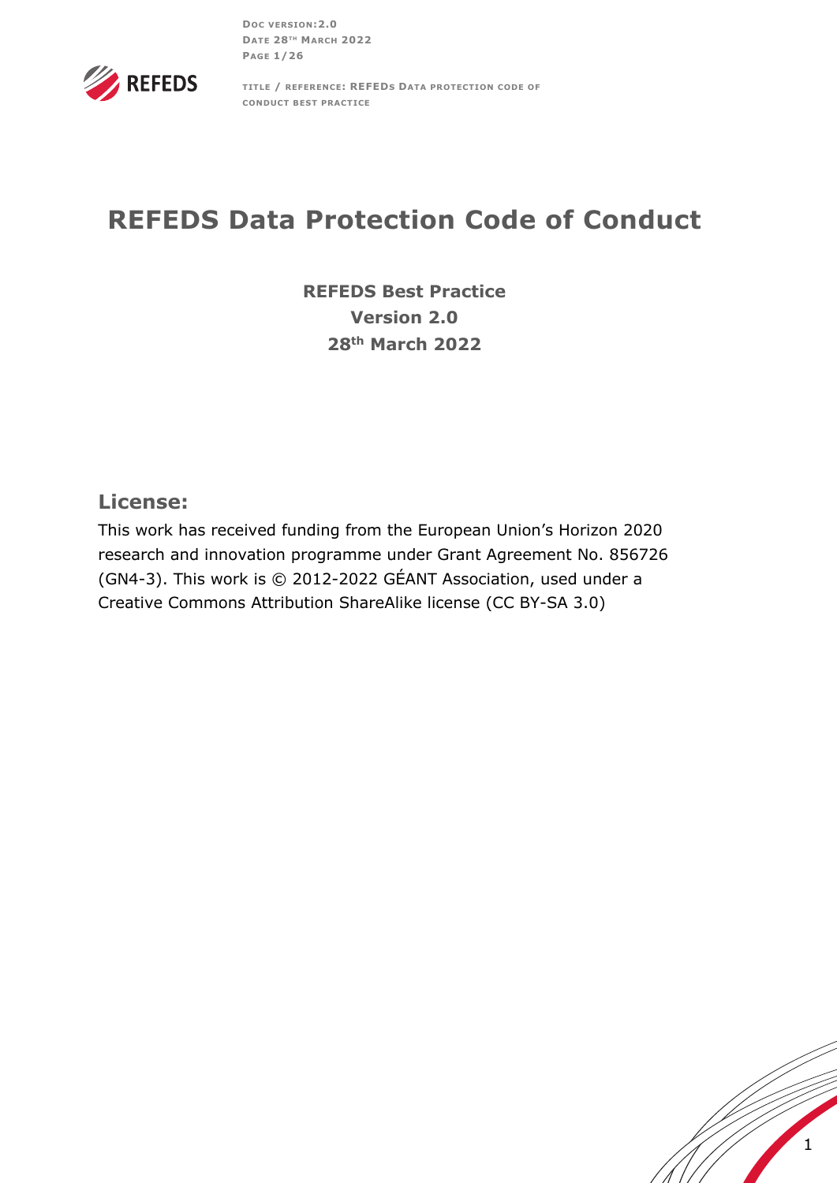# REFEDS Data Protection Code of Conduct

**REFEDS Best Practice**
**Version 2.0**
**28th March 2022**

## License:

This work has received funding from the European Union's Horizon 2020 research and innovation programme under Grant Agreement No. 856726 (GN4-3). This work is © 2012-2022 GÉANT Association, used under a Creative Commons Attribution ShareAlike license (CC BY-SA 3.0)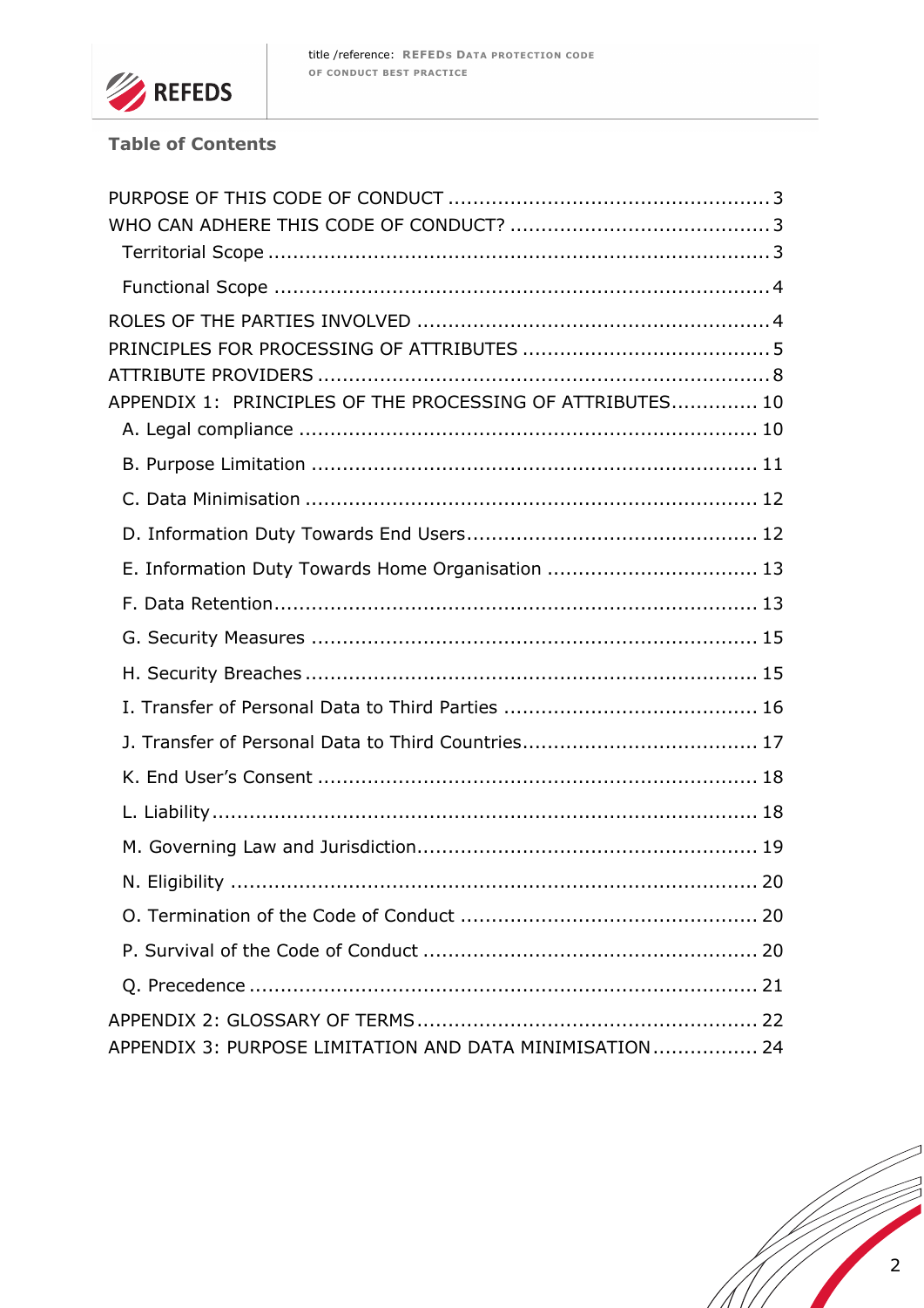## Table of Contents

PURPOSE OF THIS CODE OF CONDUCT ........ 3
WHO CAN ADHERE THIS CODE OF CONDUCT? ........ 3
- Territorial Scope ........ 3
- Functional Scope ........ 4

ROLES OF THE PARTIES INVOLVED ........ 4
PRINCIPLES FOR PROCESSING OF ATTRIBUTES ........ 5
ATTRIBUTE PROVIDERS ........ 8
APPENDIX 1: PRINCIPLES OF THE PROCESSING OF ATTRIBUTES ........ 10
- A. Legal compliance ........ 10
- B. Purpose Limitation ........ 11
- C. Data Minimisation ........ 12
- D. Information Duty Towards End Users ........ 12
- E. Information Duty Towards Home Organisation ........ 13
- F. Data Retention ........ 13
- G. Security Measures ........ 15
- H. Security Breaches ........ 15
- I. Transfer of Personal Data to Third Parties ........ 16
- J. Transfer of Personal Data to Third Countries ........ 17
- K. End User's Consent ........ 18
- L. Liability ........ 18
- M. Governing Law and Jurisdiction ........ 19
- N. Eligibility ........ 20
- O. Termination of the Code of Conduct ........ 20
- P. Survival of the Code of Conduct ........ 20
- Q. Precedence ........ 21

APPENDIX 2: GLOSSARY OF TERMS ........ 22
APPENDIX 3: PURPOSE LIMITATION AND DATA MINIMISATION ........ 24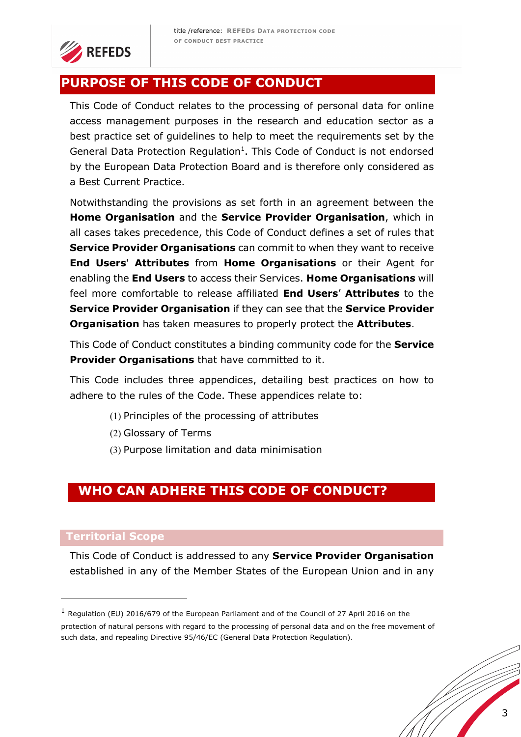## PURPOSE OF THIS CODE OF CONDUCT

This Code of Conduct relates to the processing of personal data for online access management purposes in the research and education sector as a best practice set of guidelines to help to meet the requirements set by the General Data Protection Regulation[1]. This Code of Conduct is not endorsed by the European Data Protection Board and is therefore only considered as a Best Current Practice.

Notwithstanding the provisions as set forth in an agreement between the **Home Organisation** and the **Service Provider Organisation**, which in all cases takes precedence, this Code of Conduct defines a set of rules that **Service Provider Organisations** can commit to when they want to receive **End Users**' **Attributes** from **Home Organisations** or their Agent for enabling the **End Users** to access their Services. **Home Organisations** will feel more comfortable to release affiliated **End Users**' **Attributes** to the **Service Provider Organisation** if they can see that the **Service Provider Organisation** has taken measures to properly protect the **Attributes**.

This Code of Conduct constitutes a binding community code for the **Service Provider Organisations** that have committed to it.

This Code includes three appendices, detailing best practices on how to adhere to the rules of the Code. These appendices relate to:

(1) Principles of the processing of attributes
(2) Glossary of Terms
(3) Purpose limitation and data minimisation

## WHO CAN ADHERE THIS CODE OF CONDUCT?

### Territorial Scope

This Code of Conduct is addressed to any **Service Provider Organisation** established in any of the Member States of the European Union and in any

---

[1] Regulation (EU) 2016/679 of the European Parliament and of the Council of 27 April 2016 on the protection of natural persons with regard to the processing of personal data and on the free movement of such data, and repealing Directive 95/46/EC (General Data Protection Regulation).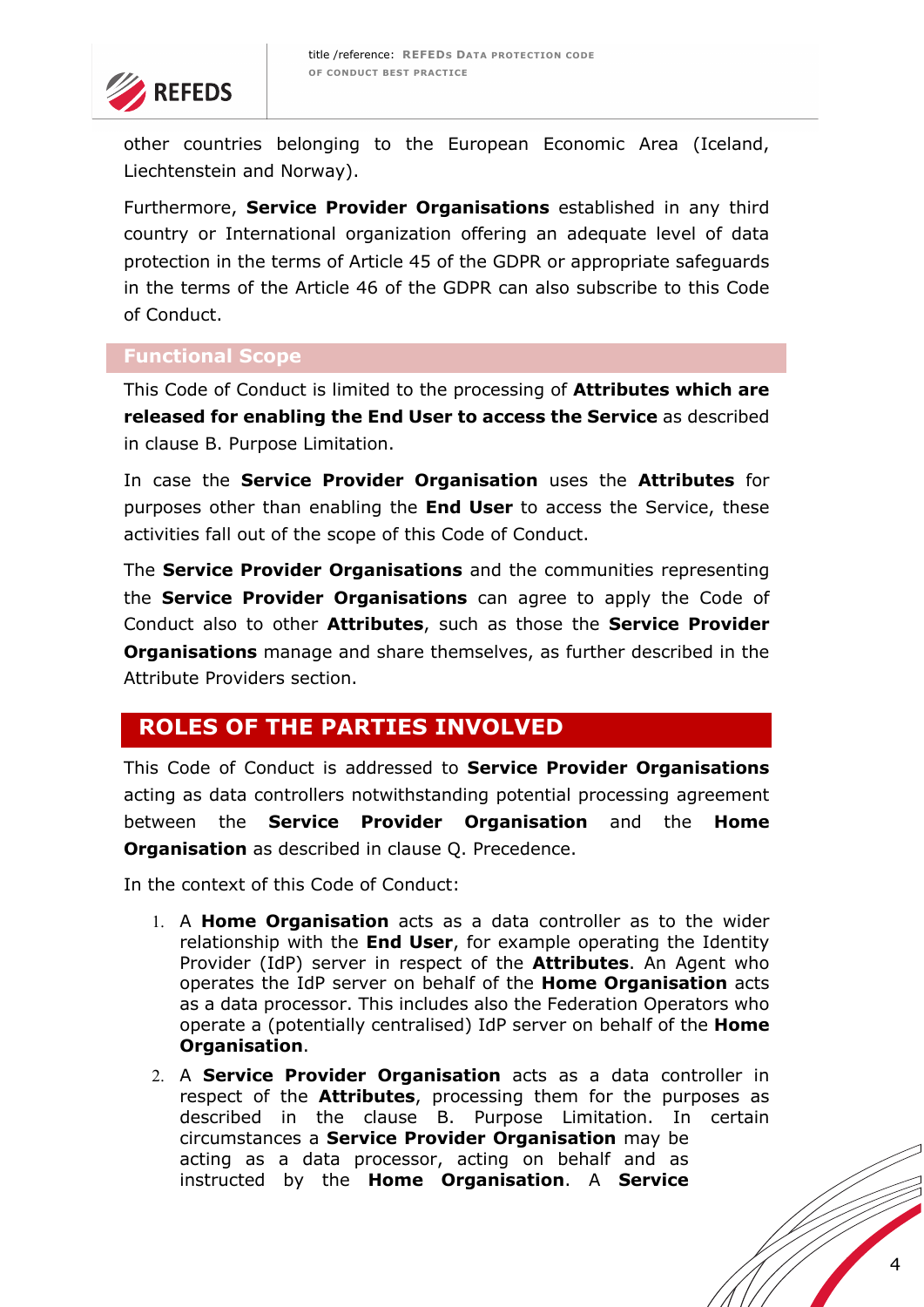other countries belonging to the European Economic Area (Iceland, Liechtenstein and Norway).

Furthermore, **Service Provider Organisations** established in any third country or International organization offering an adequate level of data protection in the terms of Article 45 of the GDPR or appropriate safeguards in the terms of the Article 46 of the GDPR can also subscribe to this Code of Conduct.

### Functional Scope

This Code of Conduct is limited to the processing of **Attributes which are released for enabling the End User to access the Service** as described in clause B. Purpose Limitation.

In case the **Service Provider Organisation** uses the **Attributes** for purposes other than enabling the **End User** to access the Service, these activities fall out of the scope of this Code of Conduct.

The **Service Provider Organisations** and the communities representing the **Service Provider Organisations** can agree to apply the Code of Conduct also to other **Attributes**, such as those the **Service Provider Organisations** manage and share themselves, as further described in the Attribute Providers section.

## ROLES OF THE PARTIES INVOLVED

This Code of Conduct is addressed to **Service Provider Organisations** acting as data controllers notwithstanding potential processing agreement between the **Service Provider Organisation** and the **Home Organisation** as described in clause Q. Precedence.

In the context of this Code of Conduct:

1. A **Home Organisation** acts as a data controller as to the wider relationship with the **End User**, for example operating the Identity Provider (IdP) server in respect of the **Attributes**. An Agent who operates the IdP server on behalf of the **Home Organisation** acts as a data processor. This includes also the Federation Operators who operate a (potentially centralised) IdP server on behalf of the **Home Organisation**.
2. A **Service Provider Organisation** acts as a data controller in respect of the **Attributes**, processing them for the purposes as described in the clause B. Purpose Limitation. In certain circumstances a **Service Provider Organisation** may be acting as a data processor, acting on behalf and as instructed by the **Home Organisation**. A **Service**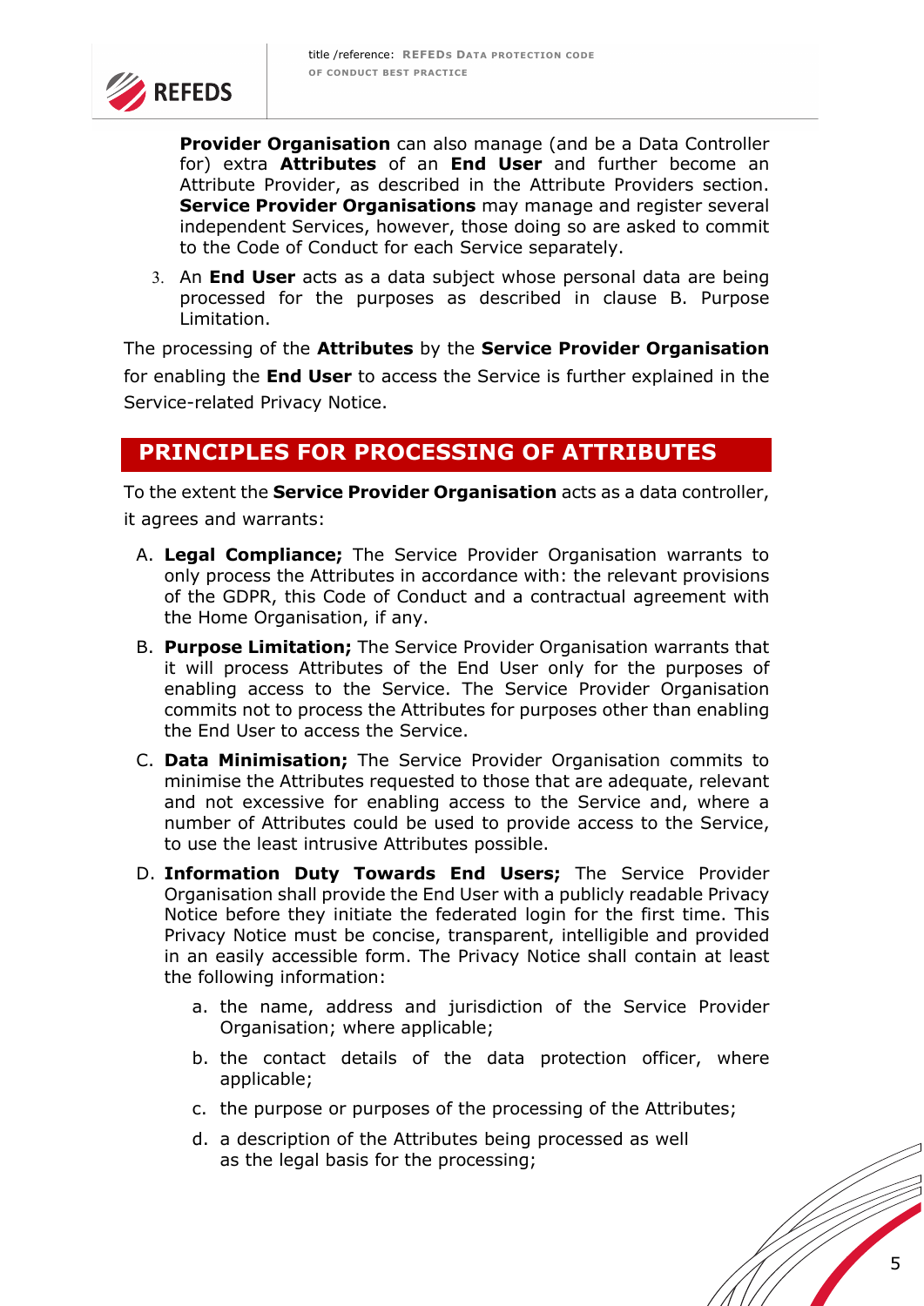**Provider Organisation** can also manage (and be a Data Controller for) extra **Attributes** of an **End User** and further become an Attribute Provider, as described in the Attribute Providers section. **Service Provider Organisations** may manage and register several independent Services, however, those doing so are asked to commit to the Code of Conduct for each Service separately.

3. An **End User** acts as a data subject whose personal data are being processed for the purposes as described in clause B. Purpose Limitation.

The processing of the **Attributes** by the **Service Provider Organisation** for enabling the **End User** to access the Service is further explained in the Service-related Privacy Notice.

## PRINCIPLES FOR PROCESSING OF ATTRIBUTES

To the extent the **Service Provider Organisation** acts as a data controller, it agrees and warrants:

A. **Legal Compliance;** The Service Provider Organisation warrants to only process the Attributes in accordance with: the relevant provisions of the GDPR, this Code of Conduct and a contractual agreement with the Home Organisation, if any.

B. **Purpose Limitation;** The Service Provider Organisation warrants that it will process Attributes of the End User only for the purposes of enabling access to the Service. The Service Provider Organisation commits not to process the Attributes for purposes other than enabling the End User to access the Service.

C. **Data Minimisation;** The Service Provider Organisation commits to minimise the Attributes requested to those that are adequate, relevant and not excessive for enabling access to the Service and, where a number of Attributes could be used to provide access to the Service, to use the least intrusive Attributes possible.

D. **Information Duty Towards End Users;** The Service Provider Organisation shall provide the End User with a publicly readable Privacy Notice before they initiate the federated login for the first time. This Privacy Notice must be concise, transparent, intelligible and provided in an easily accessible form. The Privacy Notice shall contain at least the following information:

   a. the name, address and jurisdiction of the Service Provider Organisation; where applicable;

   b. the contact details of the data protection officer, where applicable;

   c. the purpose or purposes of the processing of the Attributes;

   d. a description of the Attributes being processed as well as the legal basis for the processing;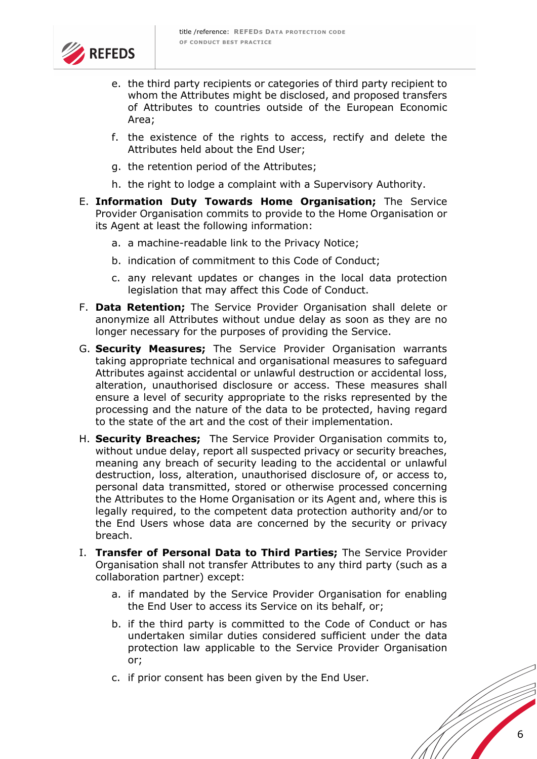e. the third party recipients or categories of third party recipient to whom the Attributes might be disclosed, and proposed transfers of Attributes to countries outside of the European Economic Area;

   f. the existence of the rights to access, rectify and delete the Attributes held about the End User;

   g. the retention period of the Attributes;

   h. the right to lodge a complaint with a Supervisory Authority.

E. **Information Duty Towards Home Organisation;** The Service Provider Organisation commits to provide to the Home Organisation or its Agent at least the following information:

   a. a machine-readable link to the Privacy Notice;

   b. indication of commitment to this Code of Conduct;

   c. any relevant updates or changes in the local data protection legislation that may affect this Code of Conduct.

F. **Data Retention;** The Service Provider Organisation shall delete or anonymize all Attributes without undue delay as soon as they are no longer necessary for the purposes of providing the Service.

G. **Security Measures;** The Service Provider Organisation warrants taking appropriate technical and organisational measures to safeguard Attributes against accidental or unlawful destruction or accidental loss, alteration, unauthorised disclosure or access. These measures shall ensure a level of security appropriate to the risks represented by the processing and the nature of the data to be protected, having regard to the state of the art and the cost of their implementation.

H. **Security Breaches;** The Service Provider Organisation commits to, without undue delay, report all suspected privacy or security breaches, meaning any breach of security leading to the accidental or unlawful destruction, loss, alteration, unauthorised disclosure of, or access to, personal data transmitted, stored or otherwise processed concerning the Attributes to the Home Organisation or its Agent and, where this is legally required, to the competent data protection authority and/or to the End Users whose data are concerned by the security or privacy breach.

I. **Transfer of Personal Data to Third Parties;** The Service Provider Organisation shall not transfer Attributes to any third party (such as a collaboration partner) except:

   a. if mandated by the Service Provider Organisation for enabling the End User to access its Service on its behalf, or;

   b. if the third party is committed to the Code of Conduct or has undertaken similar duties considered sufficient under the data protection law applicable to the Service Provider Organisation or;

   c. if prior consent has been given by the End User.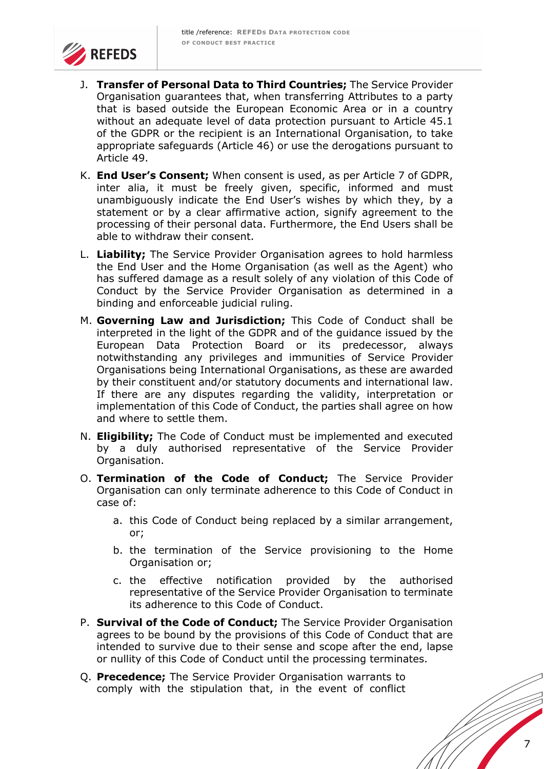J. **Transfer of Personal Data to Third Countries;** The Service Provider Organisation guarantees that, when transferring Attributes to a party that is based outside the European Economic Area or in a country without an adequate level of data protection pursuant to Article 45.1 of the GDPR or the recipient is an International Organisation, to take appropriate safeguards (Article 46) or use the derogations pursuant to Article 49.

K. **End User's Consent;** When consent is used, as per Article 7 of GDPR, inter alia, it must be freely given, specific, informed and must unambiguously indicate the End User's wishes by which they, by a statement or by a clear affirmative action, signify agreement to the processing of their personal data. Furthermore, the End Users shall be able to withdraw their consent.

L. **Liability;** The Service Provider Organisation agrees to hold harmless the End User and the Home Organisation (as well as the Agent) who has suffered damage as a result solely of any violation of this Code of Conduct by the Service Provider Organisation as determined in a binding and enforceable judicial ruling.

M. **Governing Law and Jurisdiction;** This Code of Conduct shall be interpreted in the light of the GDPR and of the guidance issued by the European Data Protection Board or its predecessor, always notwithstanding any privileges and immunities of Service Provider Organisations being International Organisations, as these are awarded by their constituent and/or statutory documents and international law. If there are any disputes regarding the validity, interpretation or implementation of this Code of Conduct, the parties shall agree on how and where to settle them.

N. **Eligibility;** The Code of Conduct must be implemented and executed by a duly authorised representative of the Service Provider Organisation.

O. **Termination of the Code of Conduct;** The Service Provider Organisation can only terminate adherence to this Code of Conduct in case of:

   a. this Code of Conduct being replaced by a similar arrangement, or;

   b. the termination of the Service provisioning to the Home Organisation or;

   c. the effective notification provided by the authorised representative of the Service Provider Organisation to terminate its adherence to this Code of Conduct.

P. **Survival of the Code of Conduct;** The Service Provider Organisation agrees to be bound by the provisions of this Code of Conduct that are intended to survive due to their sense and scope after the end, lapse or nullity of this Code of Conduct until the processing terminates.

Q. **Precedence;** The Service Provider Organisation warrants to comply with the stipulation that, in the event of conflict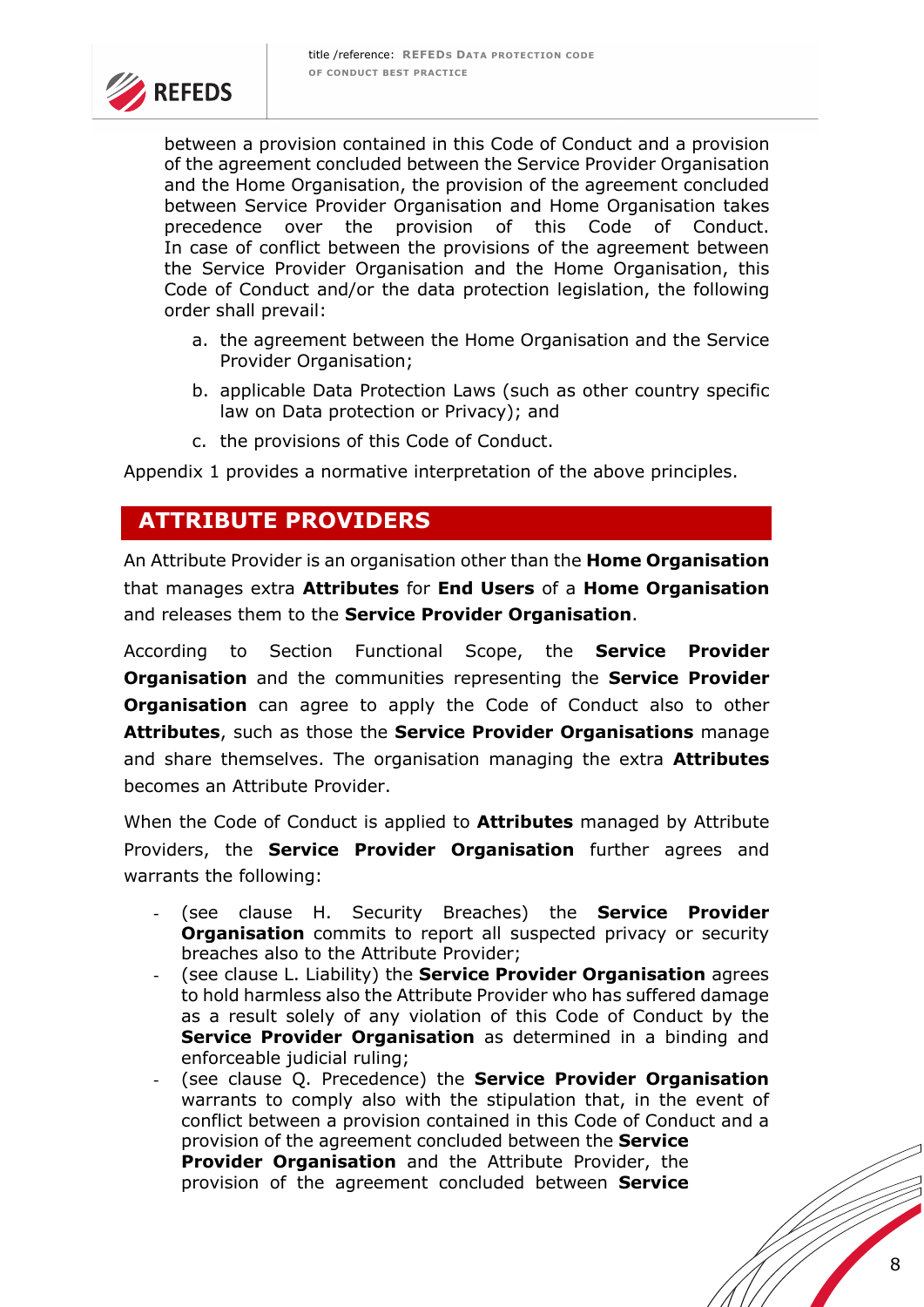between a provision contained in this Code of Conduct and a provision of the agreement concluded between the Service Provider Organisation and the Home Organisation, the provision of the agreement concluded between Service Provider Organisation and Home Organisation takes precedence over the provision of this Code of Conduct. In case of conflict between the provisions of the agreement between the Service Provider Organisation and the Home Organisation, this Code of Conduct and/or the data protection legislation, the following order shall prevail:

a. the agreement between the Home Organisation and the Service Provider Organisation;
b. applicable Data Protection Laws (such as other country specific law on Data protection or Privacy); and
c. the provisions of this Code of Conduct.

Appendix 1 provides a normative interpretation of the above principles.

## ATTRIBUTE PROVIDERS

An Attribute Provider is an organisation other than the **Home Organisation** that manages extra **Attributes** for **End Users** of a **Home Organisation** and releases them to the **Service Provider Organisation**.

According to Section Functional Scope, the **Service Provider Organisation** and the communities representing the **Service Provider Organisation** can agree to apply the Code of Conduct also to other **Attributes**, such as those the **Service Provider Organisations** manage and share themselves. The organisation managing the extra **Attributes** becomes an Attribute Provider.

When the Code of Conduct is applied to **Attributes** managed by Attribute Providers, the **Service Provider Organisation** further agrees and warrants the following:

- (see clause H. Security Breaches) the **Service Provider Organisation** commits to report all suspected privacy or security breaches also to the Attribute Provider;
- (see clause L. Liability) the **Service Provider Organisation** agrees to hold harmless also the Attribute Provider who has suffered damage as a result solely of any violation of this Code of Conduct by the **Service Provider Organisation** as determined in a binding and enforceable judicial ruling;
- (see clause Q. Precedence) the **Service Provider Organisation** warrants to comply also with the stipulation that, in the event of conflict between a provision contained in this Code of Conduct and a provision of the agreement concluded between the **Service Provider Organisation** and the Attribute Provider, the provision of the agreement concluded between **Service**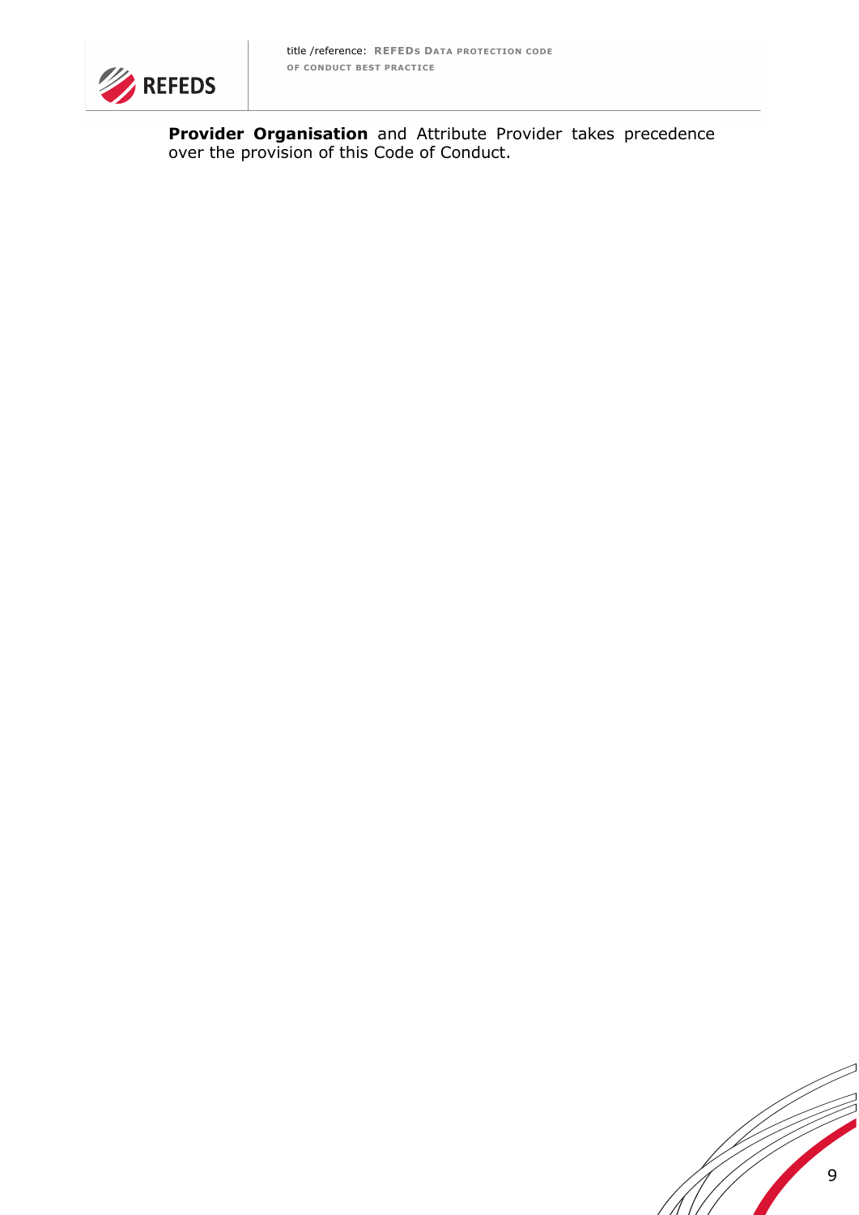**Provider Organisation** and Attribute Provider takes precedence over the provision of this Code of Conduct.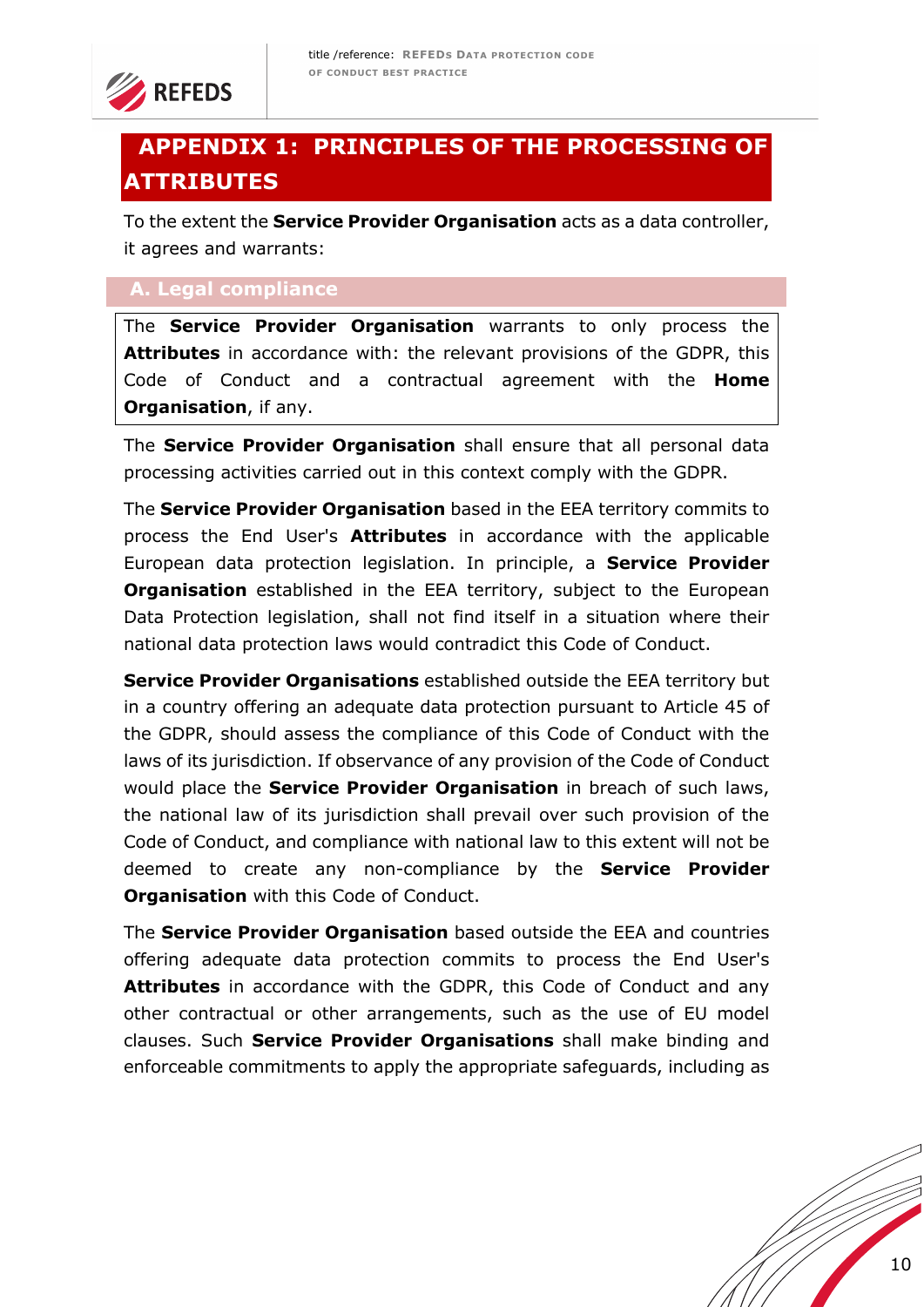# APPENDIX 1: PRINCIPLES OF THE PROCESSING OF ATTRIBUTES

To the extent the **Service Provider Organisation** acts as a data controller, it agrees and warrants:

## A. Legal compliance

The **Service Provider Organisation** warrants to only process the **Attributes** in accordance with: the relevant provisions of the GDPR, this Code of Conduct and a contractual agreement with the **Home Organisation**, if any.

The **Service Provider Organisation** shall ensure that all personal data processing activities carried out in this context comply with the GDPR.

The **Service Provider Organisation** based in the EEA territory commits to process the End User's **Attributes** in accordance with the applicable European data protection legislation. In principle, a **Service Provider Organisation** established in the EEA territory, subject to the European Data Protection legislation, shall not find itself in a situation where their national data protection laws would contradict this Code of Conduct.

**Service Provider Organisations** established outside the EEA territory but in a country offering an adequate data protection pursuant to Article 45 of the GDPR, should assess the compliance of this Code of Conduct with the laws of its jurisdiction. If observance of any provision of the Code of Conduct would place the **Service Provider Organisation** in breach of such laws, the national law of its jurisdiction shall prevail over such provision of the Code of Conduct, and compliance with national law to this extent will not be deemed to create any non-compliance by the **Service Provider Organisation** with this Code of Conduct.

The **Service Provider Organisation** based outside the EEA and countries offering adequate data protection commits to process the End User's **Attributes** in accordance with the GDPR, this Code of Conduct and any other contractual or other arrangements, such as the use of EU model clauses. Such **Service Provider Organisations** shall make binding and enforceable commitments to apply the appropriate safeguards, including as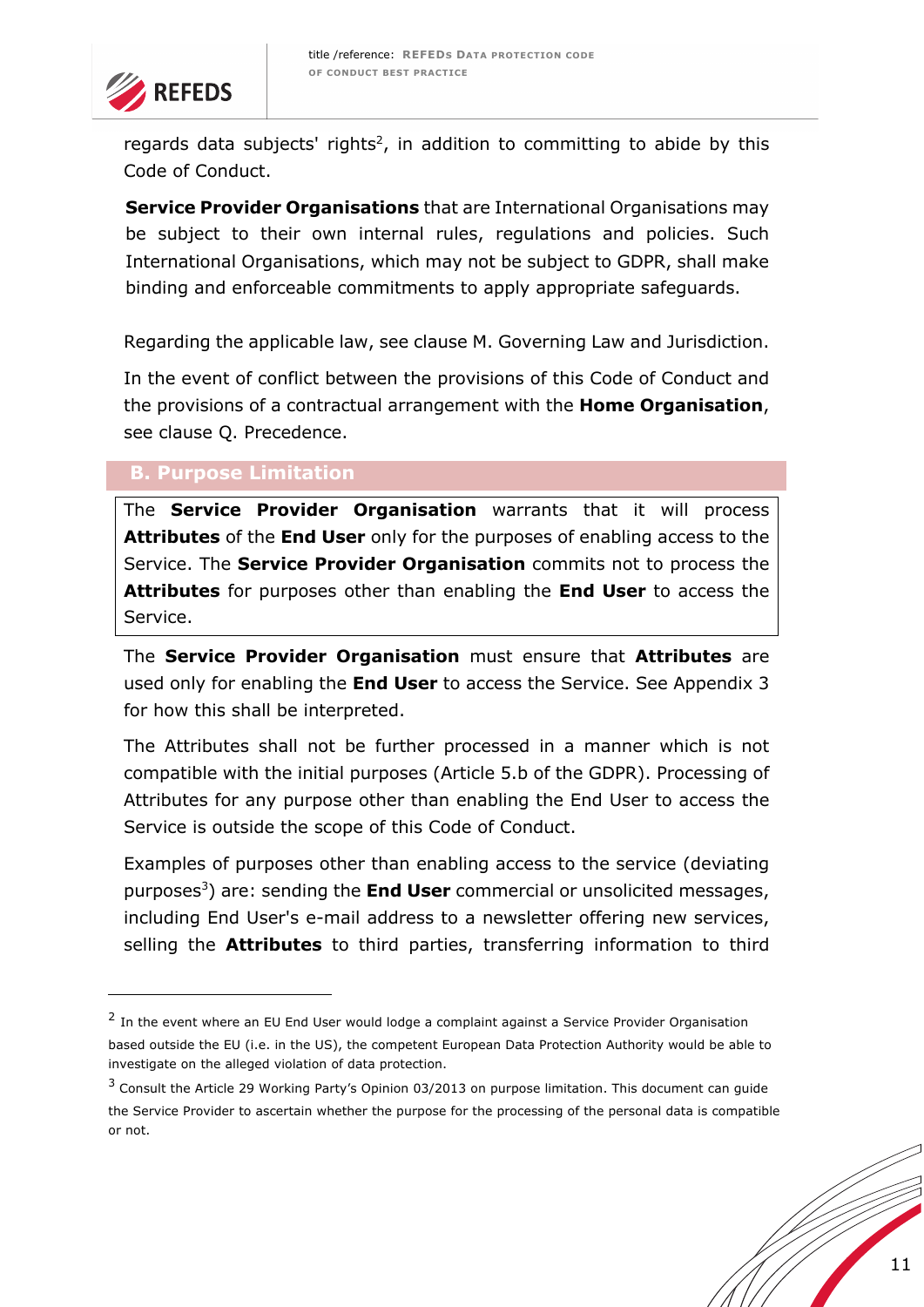regards data subjects' rights[2], in addition to committing to abide by this Code of Conduct.

**Service Provider Organisations** that are International Organisations may be subject to their own internal rules, regulations and policies. Such International Organisations, which may not be subject to GDPR, shall make binding and enforceable commitments to apply appropriate safeguards.

Regarding the applicable law, see clause M. Governing Law and Jurisdiction.

In the event of conflict between the provisions of this Code of Conduct and the provisions of a contractual arrangement with the **Home Organisation**, see clause Q. Precedence.

## B. Purpose Limitation

> The **Service Provider Organisation** warrants that it will process **Attributes** of the **End User** only for the purposes of enabling access to the Service. The **Service Provider Organisation** commits not to process the **Attributes** for purposes other than enabling the **End User** to access the Service.

The **Service Provider Organisation** must ensure that **Attributes** are used only for enabling the **End User** to access the Service. See Appendix 3 for how this shall be interpreted.

The Attributes shall not be further processed in a manner which is not compatible with the initial purposes (Article 5.b of the GDPR). Processing of Attributes for any purpose other than enabling the End User to access the Service is outside the scope of this Code of Conduct.

Examples of purposes other than enabling access to the service (deviating purposes[3]) are: sending the **End User** commercial or unsolicited messages, including End User's e-mail address to a newsletter offering new services, selling the **Attributes** to third parties, transferring information to third

---

[2] In the event where an EU End User would lodge a complaint against a Service Provider Organisation based outside the EU (i.e. in the US), the competent European Data Protection Authority would be able to investigate on the alleged violation of data protection.

[3] Consult the Article 29 Working Party's Opinion 03/2013 on purpose limitation. This document can guide the Service Provider to ascertain whether the purpose for the processing of the personal data is compatible or not.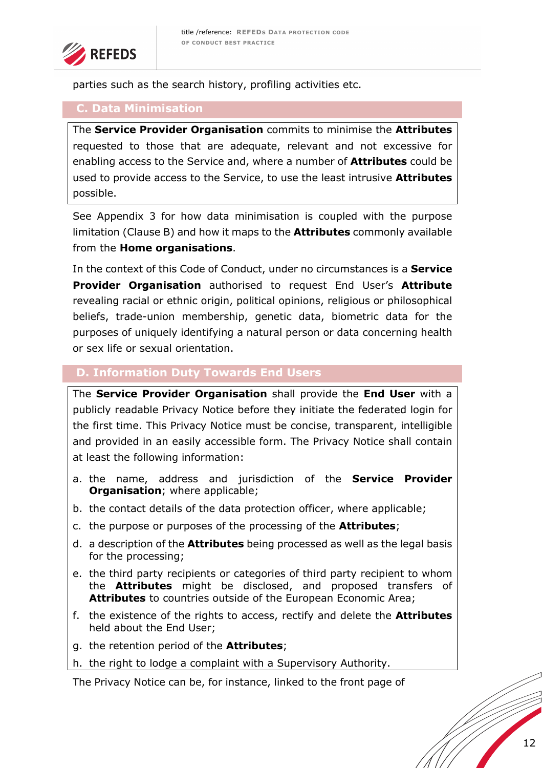parties such as the search history, profiling activities etc.

## C. Data Minimisation

The **Service Provider Organisation** commits to minimise the **Attributes** requested to those that are adequate, relevant and not excessive for enabling access to the Service and, where a number of **Attributes** could be used to provide access to the Service, to use the least intrusive **Attributes** possible.

See Appendix 3 for how data minimisation is coupled with the purpose limitation (Clause B) and how it maps to the **Attributes** commonly available from the **Home organisations**.

In the context of this Code of Conduct, under no circumstances is a **Service Provider Organisation** authorised to request End User's **Attribute** revealing racial or ethnic origin, political opinions, religious or philosophical beliefs, trade-union membership, genetic data, biometric data for the purposes of uniquely identifying a natural person or data concerning health or sex life or sexual orientation.

## D. Information Duty Towards End Users

The **Service Provider Organisation** shall provide the **End User** with a publicly readable Privacy Notice before they initiate the federated login for the first time. This Privacy Notice must be concise, transparent, intelligible and provided in an easily accessible form. The Privacy Notice shall contain at least the following information:

a. the name, address and jurisdiction of the **Service Provider Organisation**; where applicable;
b. the contact details of the data protection officer, where applicable;
c. the purpose or purposes of the processing of the **Attributes**;
d. a description of the **Attributes** being processed as well as the legal basis for the processing;
e. the third party recipients or categories of third party recipient to whom the **Attributes** might be disclosed, and proposed transfers of **Attributes** to countries outside of the European Economic Area;
f. the existence of the rights to access, rectify and delete the **Attributes** held about the End User;
g. the retention period of the **Attributes**;
h. the right to lodge a complaint with a Supervisory Authority.

The Privacy Notice can be, for instance, linked to the front page of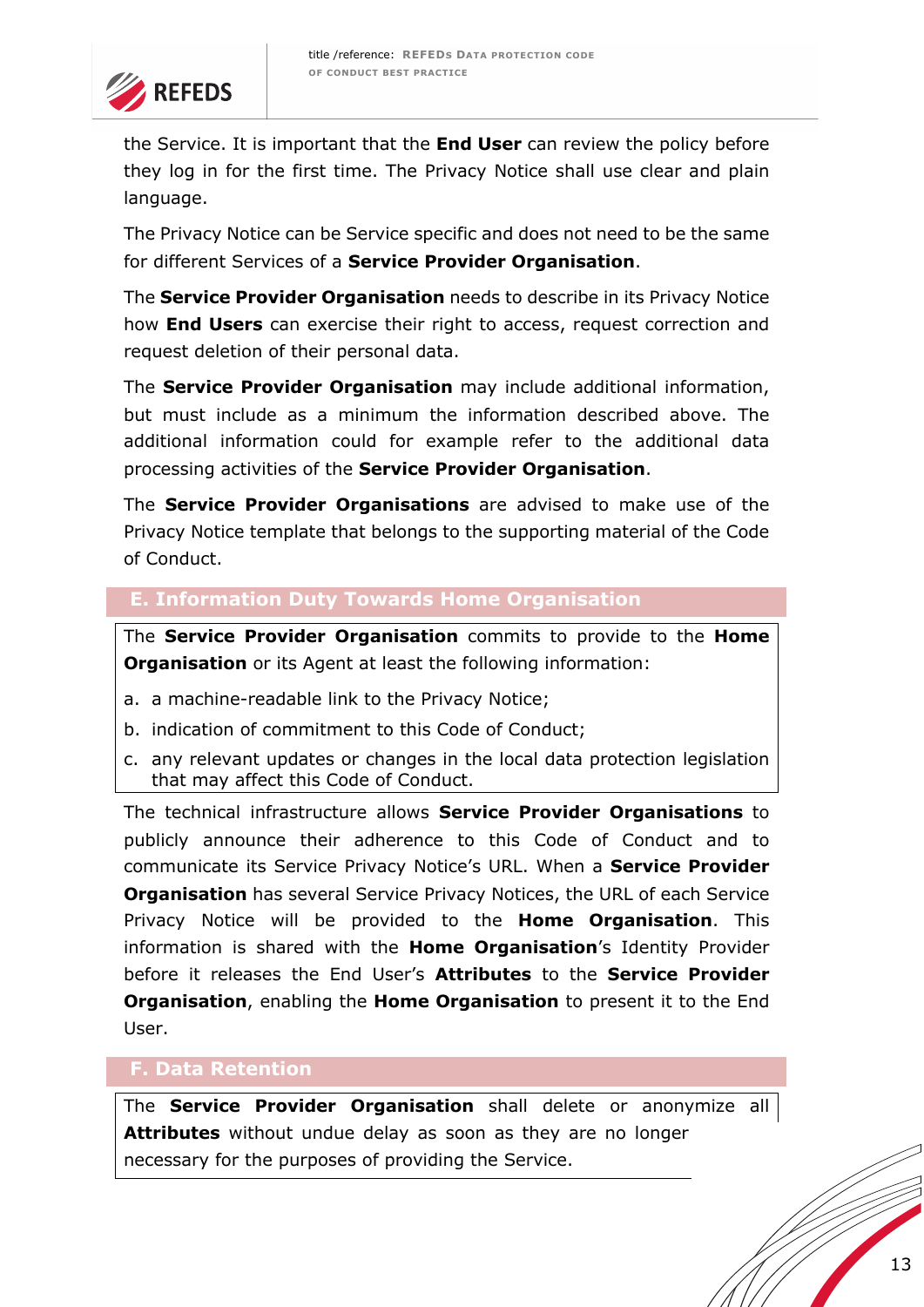the Service. It is important that the **End User** can review the policy before they log in for the first time. The Privacy Notice shall use clear and plain language.

The Privacy Notice can be Service specific and does not need to be the same for different Services of a **Service Provider Organisation**.

The **Service Provider Organisation** needs to describe in its Privacy Notice how **End Users** can exercise their right to access, request correction and request deletion of their personal data.

The **Service Provider Organisation** may include additional information, but must include as a minimum the information described above. The additional information could for example refer to the additional data processing activities of the **Service Provider Organisation**.

The **Service Provider Organisations** are advised to make use of the Privacy Notice template that belongs to the supporting material of the Code of Conduct.

## E. Information Duty Towards Home Organisation

The **Service Provider Organisation** commits to provide to the **Home Organisation** or its Agent at least the following information:

a. a machine-readable link to the Privacy Notice;
b. indication of commitment to this Code of Conduct;
c. any relevant updates or changes in the local data protection legislation that may affect this Code of Conduct.

The technical infrastructure allows **Service Provider Organisations** to publicly announce their adherence to this Code of Conduct and to communicate its Service Privacy Notice's URL. When a **Service Provider Organisation** has several Service Privacy Notices, the URL of each Service Privacy Notice will be provided to the **Home Organisation**. This information is shared with the **Home Organisation**'s Identity Provider before it releases the End User's **Attributes** to the **Service Provider Organisation**, enabling the **Home Organisation** to present it to the End User.

## F. Data Retention

The **Service Provider Organisation** shall delete or anonymize all **Attributes** without undue delay as soon as they are no longer necessary for the purposes of providing the Service.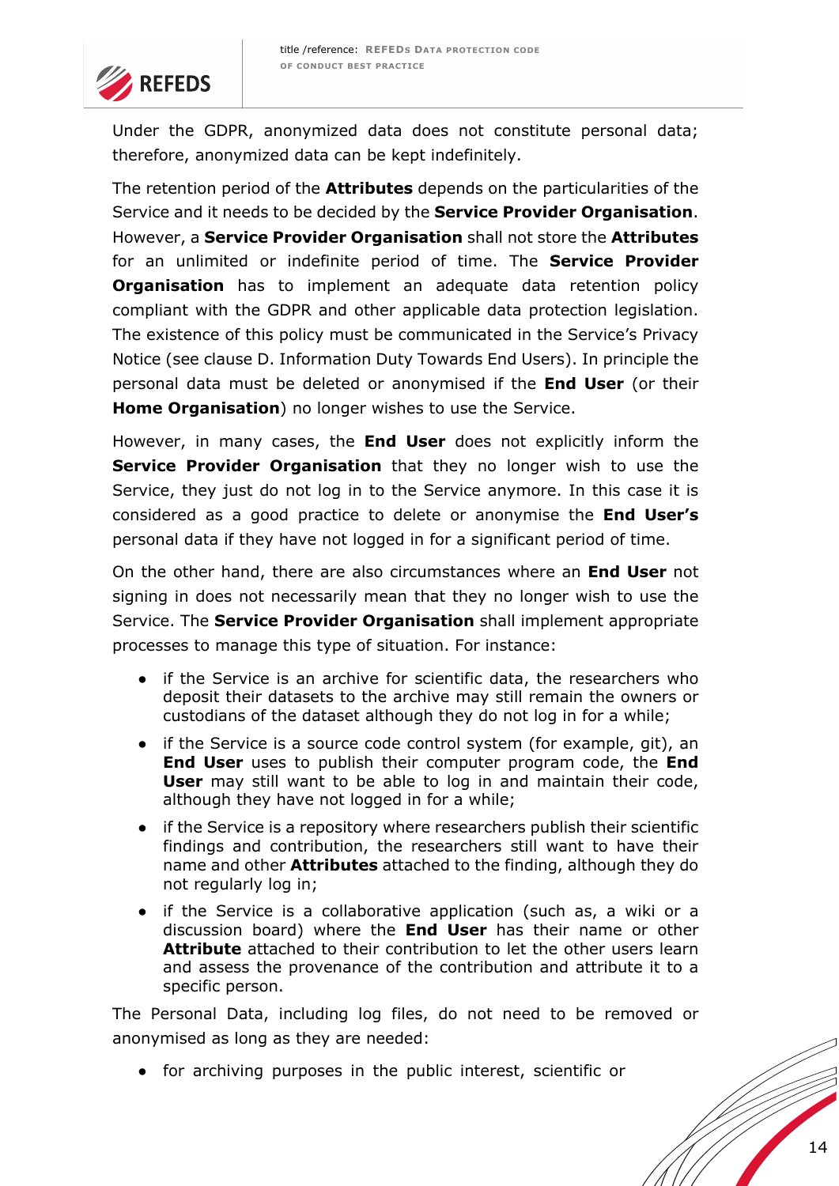Under the GDPR, anonymized data does not constitute personal data; therefore, anonymized data can be kept indefinitely.

The retention period of the **Attributes** depends on the particularities of the Service and it needs to be decided by the **Service Provider Organisation**. However, a **Service Provider Organisation** shall not store the **Attributes** for an unlimited or indefinite period of time. The **Service Provider Organisation** has to implement an adequate data retention policy compliant with the GDPR and other applicable data protection legislation. The existence of this policy must be communicated in the Service's Privacy Notice (see clause D. Information Duty Towards End Users). In principle the personal data must be deleted or anonymised if the **End User** (or their **Home Organisation**) no longer wishes to use the Service.

However, in many cases, the **End User** does not explicitly inform the **Service Provider Organisation** that they no longer wish to use the Service, they just do not log in to the Service anymore. In this case it is considered as a good practice to delete or anonymise the **End User's** personal data if they have not logged in for a significant period of time.

On the other hand, there are also circumstances where an **End User** not signing in does not necessarily mean that they no longer wish to use the Service. The **Service Provider Organisation** shall implement appropriate processes to manage this type of situation. For instance:

- if the Service is an archive for scientific data, the researchers who deposit their datasets to the archive may still remain the owners or custodians of the dataset although they do not log in for a while;
- if the Service is a source code control system (for example, git), an **End User** uses to publish their computer program code, the **End User** may still want to be able to log in and maintain their code, although they have not logged in for a while;
- if the Service is a repository where researchers publish their scientific findings and contribution, the researchers still want to have their name and other **Attributes** attached to the finding, although they do not regularly log in;
- if the Service is a collaborative application (such as, a wiki or a discussion board) where the **End User** has their name or other **Attribute** attached to their contribution to let the other users learn and assess the provenance of the contribution and attribute it to a specific person.

The Personal Data, including log files, do not need to be removed or anonymised as long as they are needed:

- for archiving purposes in the public interest, scientific or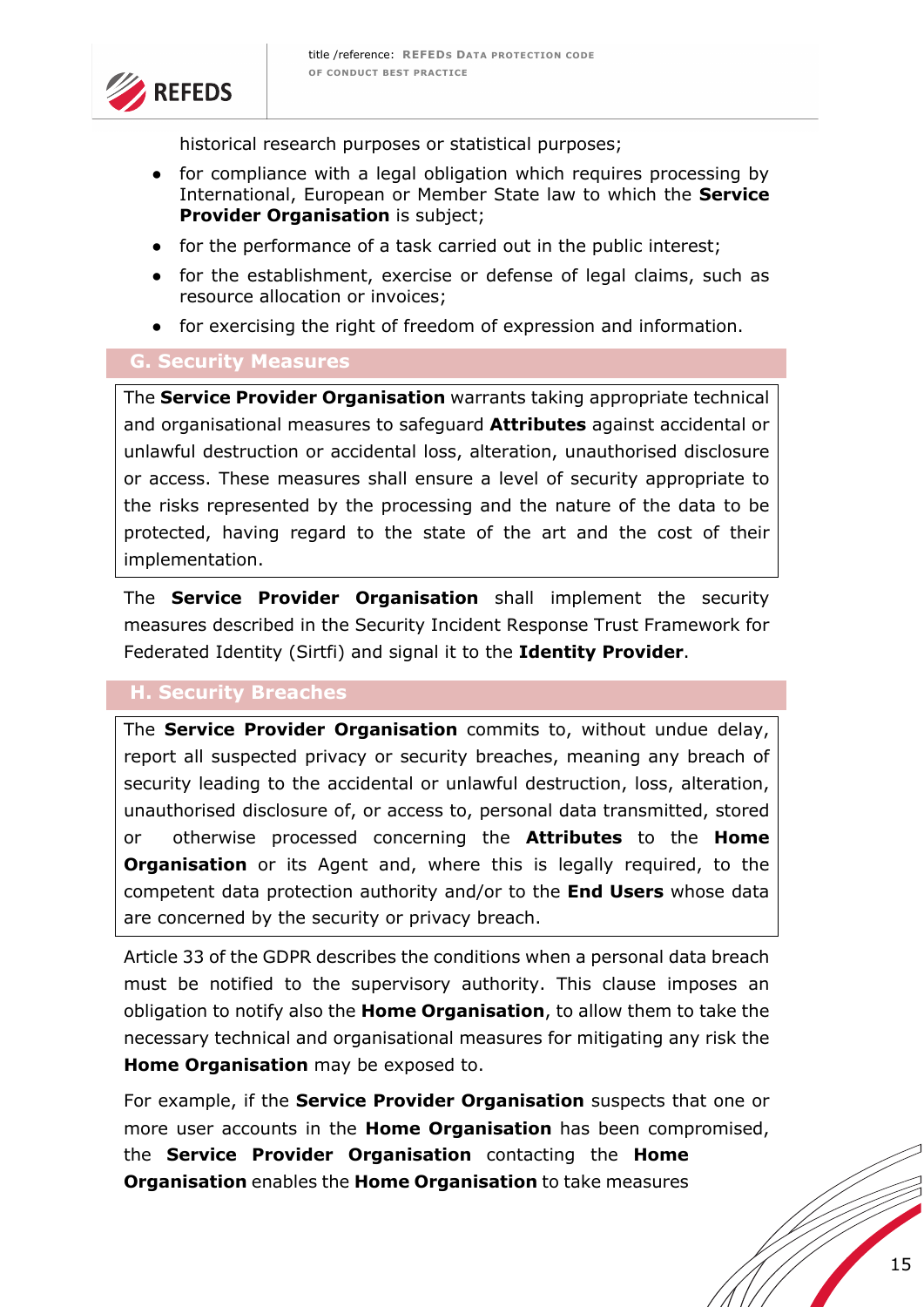historical research purposes or statistical purposes;

- for compliance with a legal obligation which requires processing by International, European or Member State law to which the **Service Provider Organisation** is subject;
- for the performance of a task carried out in the public interest;
- for the establishment, exercise or defense of legal claims, such as resource allocation or invoices;
- for exercising the right of freedom of expression and information.

## G. Security Measures

The **Service Provider Organisation** warrants taking appropriate technical and organisational measures to safeguard **Attributes** against accidental or unlawful destruction or accidental loss, alteration, unauthorised disclosure or access. These measures shall ensure a level of security appropriate to the risks represented by the processing and the nature of the data to be protected, having regard to the state of the art and the cost of their implementation.

The **Service Provider Organisation** shall implement the security measures described in the Security Incident Response Trust Framework for Federated Identity (Sirtfi) and signal it to the **Identity Provider**.

## H. Security Breaches

The **Service Provider Organisation** commits to, without undue delay, report all suspected privacy or security breaches, meaning any breach of security leading to the accidental or unlawful destruction, loss, alteration, unauthorised disclosure of, or access to, personal data transmitted, stored or otherwise processed concerning the **Attributes** to the **Home Organisation** or its Agent and, where this is legally required, to the competent data protection authority and/or to the **End Users** whose data are concerned by the security or privacy breach.

Article 33 of the GDPR describes the conditions when a personal data breach must be notified to the supervisory authority. This clause imposes an obligation to notify also the **Home Organisation**, to allow them to take the necessary technical and organisational measures for mitigating any risk the **Home Organisation** may be exposed to.

For example, if the **Service Provider Organisation** suspects that one or more user accounts in the **Home Organisation** has been compromised, the **Service Provider Organisation** contacting the **Home Organisation** enables the **Home Organisation** to take measures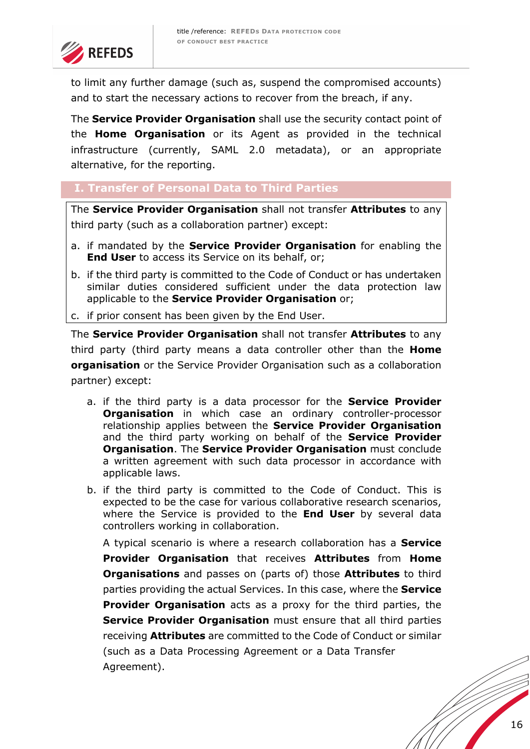to limit any further damage (such as, suspend the compromised accounts) and to start the necessary actions to recover from the breach, if any.

The **Service Provider Organisation** shall use the security contact point of the **Home Organisation** or its Agent as provided in the technical infrastructure (currently, SAML 2.0 metadata), or an appropriate alternative, for the reporting.

## I. Transfer of Personal Data to Third Parties

The **Service Provider Organisation** shall not transfer **Attributes** to any third party (such as a collaboration partner) except:

a. if mandated by the **Service Provider Organisation** for enabling the **End User** to access its Service on its behalf, or;

b. if the third party is committed to the Code of Conduct or has undertaken similar duties considered sufficient under the data protection law applicable to the **Service Provider Organisation** or;

c. if prior consent has been given by the End User.

The **Service Provider Organisation** shall not transfer **Attributes** to any third party (third party means a data controller other than the **Home organisation** or the Service Provider Organisation such as a collaboration partner) except:

a. if the third party is a data processor for the **Service Provider Organisation** in which case an ordinary controller-processor relationship applies between the **Service Provider Organisation** and the third party working on behalf of the **Service Provider Organisation**. The **Service Provider Organisation** must conclude a written agreement with such data processor in accordance with applicable laws.

b. if the third party is committed to the Code of Conduct. This is expected to be the case for various collaborative research scenarios, where the Service is provided to the **End User** by several data controllers working in collaboration.

   A typical scenario is where a research collaboration has a **Service Provider Organisation** that receives **Attributes** from **Home Organisations** and passes on (parts of) those **Attributes** to third parties providing the actual Services. In this case, where the **Service Provider Organisation** acts as a proxy for the third parties, the **Service Provider Organisation** must ensure that all third parties receiving **Attributes** are committed to the Code of Conduct or similar (such as a Data Processing Agreement or a Data Transfer Agreement).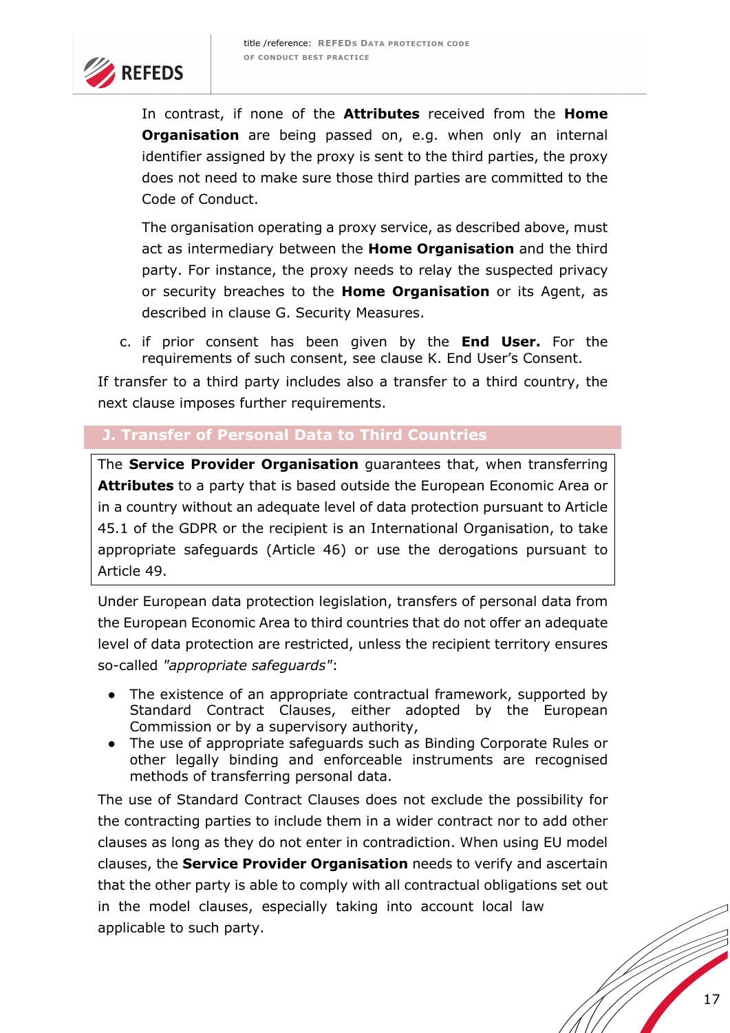In contrast, if none of the **Attributes** received from the **Home Organisation** are being passed on, e.g. when only an internal identifier assigned by the proxy is sent to the third parties, the proxy does not need to make sure those third parties are committed to the Code of Conduct.

The organisation operating a proxy service, as described above, must act as intermediary between the **Home Organisation** and the third party. For instance, the proxy needs to relay the suspected privacy or security breaches to the **Home Organisation** or its Agent, as described in clause G. Security Measures.

c. if prior consent has been given by the **End User.** For the requirements of such consent, see clause K. End User's Consent.

If transfer to a third party includes also a transfer to a third country, the next clause imposes further requirements.

## J. Transfer of Personal Data to Third Countries

The **Service Provider Organisation** guarantees that, when transferring **Attributes** to a party that is based outside the European Economic Area or in a country without an adequate level of data protection pursuant to Article 45.1 of the GDPR or the recipient is an International Organisation, to take appropriate safeguards (Article 46) or use the derogations pursuant to Article 49.

Under European data protection legislation, transfers of personal data from the European Economic Area to third countries that do not offer an adequate level of data protection are restricted, unless the recipient territory ensures so-called *"appropriate safeguards"*:

- The existence of an appropriate contractual framework, supported by Standard Contract Clauses, either adopted by the European Commission or by a supervisory authority,
- The use of appropriate safeguards such as Binding Corporate Rules or other legally binding and enforceable instruments are recognised methods of transferring personal data.

The use of Standard Contract Clauses does not exclude the possibility for the contracting parties to include them in a wider contract nor to add other clauses as long as they do not enter in contradiction. When using EU model clauses, the **Service Provider Organisation** needs to verify and ascertain that the other party is able to comply with all contractual obligations set out in the model clauses, especially taking into account local law applicable to such party.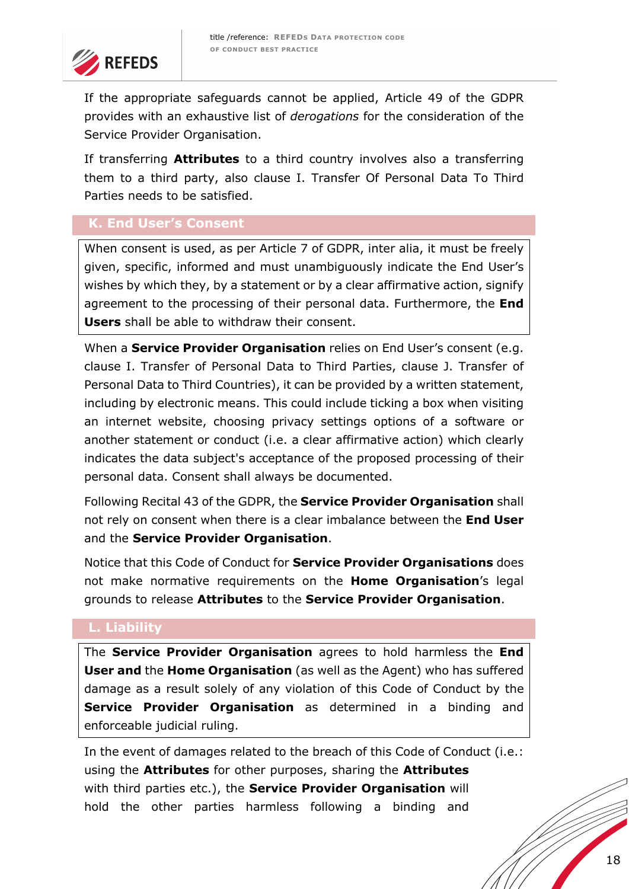If the appropriate safeguards cannot be applied, Article 49 of the GDPR provides with an exhaustive list of *derogations* for the consideration of the Service Provider Organisation.

If transferring **Attributes** to a third country involves also a transferring them to a third party, also clause I. Transfer Of Personal Data To Third Parties needs to be satisfied.

## K. End User's Consent

When consent is used, as per Article 7 of GDPR, inter alia, it must be freely given, specific, informed and must unambiguously indicate the End User's wishes by which they, by a statement or by a clear affirmative action, signify agreement to the processing of their personal data. Furthermore, the **End Users** shall be able to withdraw their consent.

When a **Service Provider Organisation** relies on End User's consent (e.g. clause I. Transfer of Personal Data to Third Parties, clause J. Transfer of Personal Data to Third Countries), it can be provided by a written statement, including by electronic means. This could include ticking a box when visiting an internet website, choosing privacy settings options of a software or another statement or conduct (i.e. a clear affirmative action) which clearly indicates the data subject's acceptance of the proposed processing of their personal data. Consent shall always be documented.

Following Recital 43 of the GDPR, the **Service Provider Organisation** shall not rely on consent when there is a clear imbalance between the **End User** and the **Service Provider Organisation**.

Notice that this Code of Conduct for **Service Provider Organisations** does not make normative requirements on the **Home Organisation**'s legal grounds to release **Attributes** to the **Service Provider Organisation**.

## L. Liability

The **Service Provider Organisation** agrees to hold harmless the **End User and** the **Home Organisation** (as well as the Agent) who has suffered damage as a result solely of any violation of this Code of Conduct by the **Service Provider Organisation** as determined in a binding and enforceable judicial ruling.

In the event of damages related to the breach of this Code of Conduct (i.e.: using the **Attributes** for other purposes, sharing the **Attributes** with third parties etc.), the **Service Provider Organisation** will hold the other parties harmless following a binding and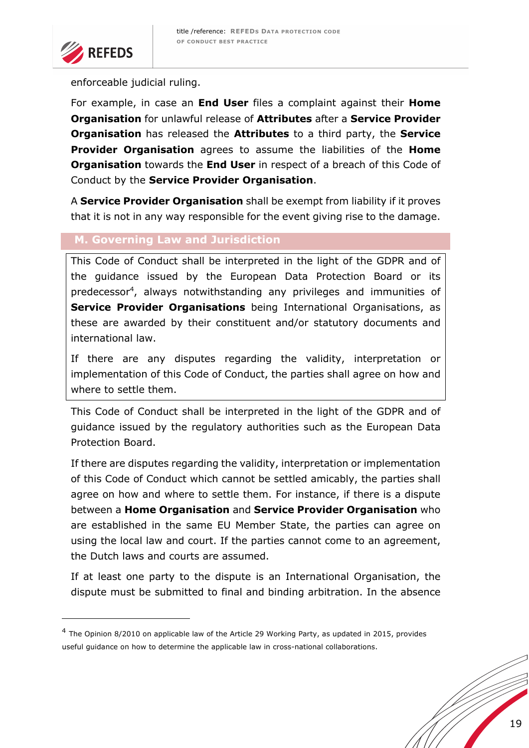enforceable judicial ruling.

For example, in case an **End User** files a complaint against their **Home Organisation** for unlawful release of **Attributes** after a **Service Provider Organisation** has released the **Attributes** to a third party, the **Service Provider Organisation** agrees to assume the liabilities of the **Home Organisation** towards the **End User** in respect of a breach of this Code of Conduct by the **Service Provider Organisation**.

A **Service Provider Organisation** shall be exempt from liability if it proves that it is not in any way responsible for the event giving rise to the damage.

## M. Governing Law and Jurisdiction

> This Code of Conduct shall be interpreted in the light of the GDPR and of the guidance issued by the European Data Protection Board or its predecessor[4], always notwithstanding any privileges and immunities of **Service Provider Organisations** being International Organisations, as these are awarded by their constituent and/or statutory documents and international law.
>
> If there are any disputes regarding the validity, interpretation or implementation of this Code of Conduct, the parties shall agree on how and where to settle them.

This Code of Conduct shall be interpreted in the light of the GDPR and of guidance issued by the regulatory authorities such as the European Data Protection Board.

If there are disputes regarding the validity, interpretation or implementation of this Code of Conduct which cannot be settled amicably, the parties shall agree on how and where to settle them. For instance, if there is a dispute between a **Home Organisation** and **Service Provider Organisation** who are established in the same EU Member State, the parties can agree on using the local law and court. If the parties cannot come to an agreement, the Dutch laws and courts are assumed.

If at least one party to the dispute is an International Organisation, the dispute must be submitted to final and binding arbitration. In the absence

---

[4] The Opinion 8/2010 on applicable law of the Article 29 Working Party, as updated in 2015, provides useful guidance on how to determine the applicable law in cross-national collaborations.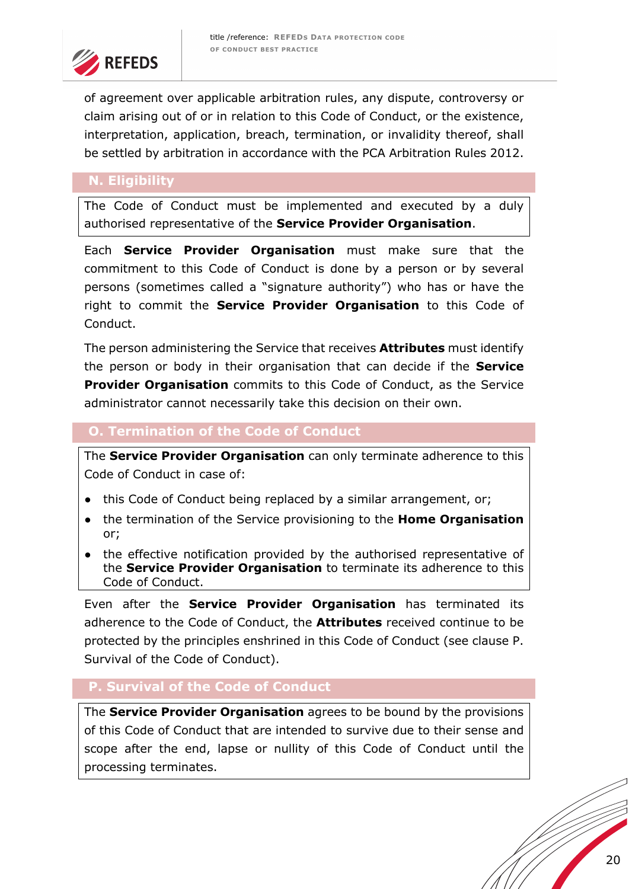of agreement over applicable arbitration rules, any dispute, controversy or claim arising out of or in relation to this Code of Conduct, or the existence, interpretation, application, breach, termination, or invalidity thereof, shall be settled by arbitration in accordance with the PCA Arbitration Rules 2012.

## N. Eligibility

The Code of Conduct must be implemented and executed by a duly authorised representative of the **Service Provider Organisation**.

Each **Service Provider Organisation** must make sure that the commitment to this Code of Conduct is done by a person or by several persons (sometimes called a "signature authority") who has or have the right to commit the **Service Provider Organisation** to this Code of Conduct.

The person administering the Service that receives **Attributes** must identify the person or body in their organisation that can decide if the **Service Provider Organisation** commits to this Code of Conduct, as the Service administrator cannot necessarily take this decision on their own.

## O. Termination of the Code of Conduct

The **Service Provider Organisation** can only terminate adherence to this Code of Conduct in case of:

- this Code of Conduct being replaced by a similar arrangement, or;
- the termination of the Service provisioning to the **Home Organisation** or;
- the effective notification provided by the authorised representative of the **Service Provider Organisation** to terminate its adherence to this Code of Conduct.

Even after the **Service Provider Organisation** has terminated its adherence to the Code of Conduct, the **Attributes** received continue to be protected by the principles enshrined in this Code of Conduct (see clause P. Survival of the Code of Conduct).

## P. Survival of the Code of Conduct

The **Service Provider Organisation** agrees to be bound by the provisions of this Code of Conduct that are intended to survive due to their sense and scope after the end, lapse or nullity of this Code of Conduct until the processing terminates.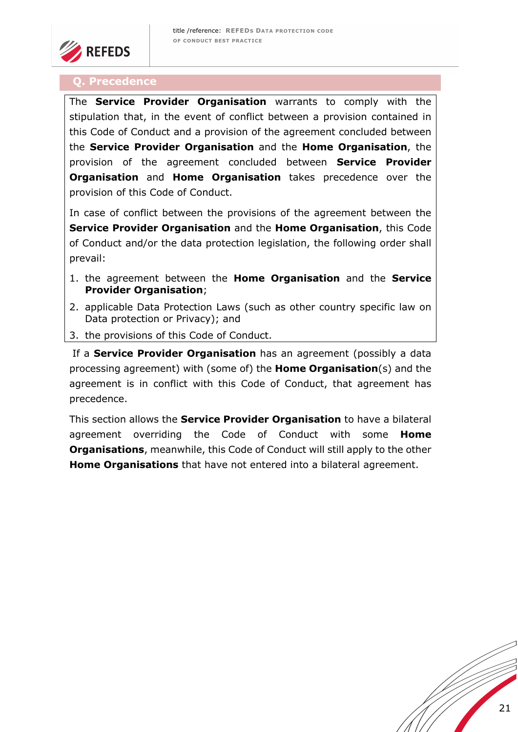## Q. Precedence

The **Service Provider Organisation** warrants to comply with the stipulation that, in the event of conflict between a provision contained in this Code of Conduct and a provision of the agreement concluded between the **Service Provider Organisation** and the **Home Organisation**, the provision of the agreement concluded between **Service Provider Organisation** and **Home Organisation** takes precedence over the provision of this Code of Conduct.

In case of conflict between the provisions of the agreement between the **Service Provider Organisation** and the **Home Organisation**, this Code of Conduct and/or the data protection legislation, the following order shall prevail:

1. the agreement between the **Home Organisation** and the **Service Provider Organisation**;
2. applicable Data Protection Laws (such as other country specific law on Data protection or Privacy); and
3. the provisions of this Code of Conduct.

If a **Service Provider Organisation** has an agreement (possibly a data processing agreement) with (some of) the **Home Organisation**(s) and the agreement is in conflict with this Code of Conduct, that agreement has precedence.

This section allows the **Service Provider Organisation** to have a bilateral agreement overriding the Code of Conduct with some **Home Organisations**, meanwhile, this Code of Conduct will still apply to the other **Home Organisations** that have not entered into a bilateral agreement.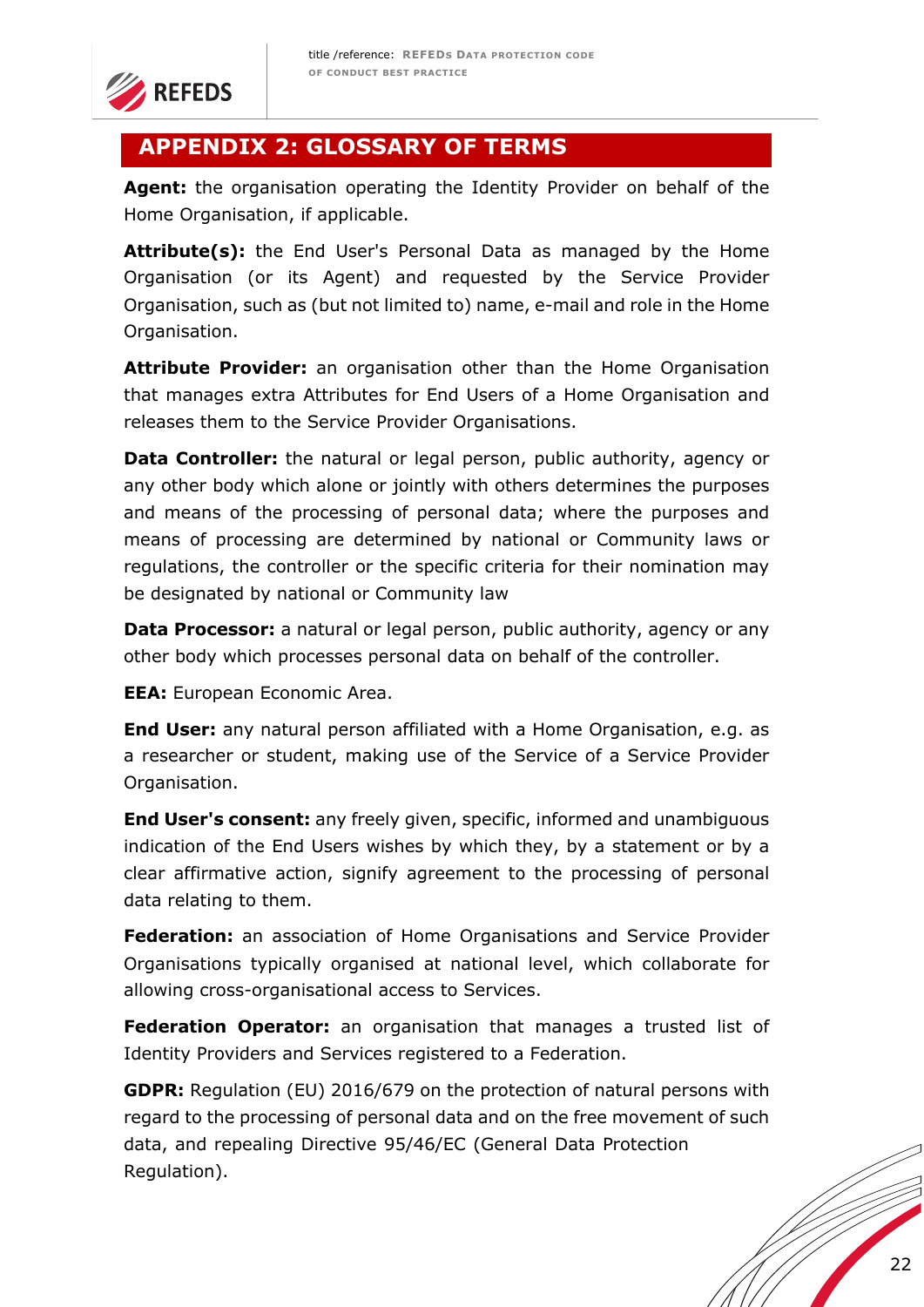# APPENDIX 2: GLOSSARY OF TERMS

**Agent:** the organisation operating the Identity Provider on behalf of the Home Organisation, if applicable.

**Attribute(s):** the End User's Personal Data as managed by the Home Organisation (or its Agent) and requested by the Service Provider Organisation, such as (but not limited to) name, e-mail and role in the Home Organisation.

**Attribute Provider:** an organisation other than the Home Organisation that manages extra Attributes for End Users of a Home Organisation and releases them to the Service Provider Organisations.

**Data Controller:** the natural or legal person, public authority, agency or any other body which alone or jointly with others determines the purposes and means of the processing of personal data; where the purposes and means of processing are determined by national or Community laws or regulations, the controller or the specific criteria for their nomination may be designated by national or Community law

**Data Processor:** a natural or legal person, public authority, agency or any other body which processes personal data on behalf of the controller.

**EEA:** European Economic Area.

**End User:** any natural person affiliated with a Home Organisation, e.g. as a researcher or student, making use of the Service of a Service Provider Organisation.

**End User's consent:** any freely given, specific, informed and unambiguous indication of the End Users wishes by which they, by a statement or by a clear affirmative action, signify agreement to the processing of personal data relating to them.

**Federation:** an association of Home Organisations and Service Provider Organisations typically organised at national level, which collaborate for allowing cross-organisational access to Services.

**Federation Operator:** an organisation that manages a trusted list of Identity Providers and Services registered to a Federation.

**GDPR:** Regulation (EU) 2016/679 on the protection of natural persons with regard to the processing of personal data and on the free movement of such data, and repealing Directive 95/46/EC (General Data Protection Regulation).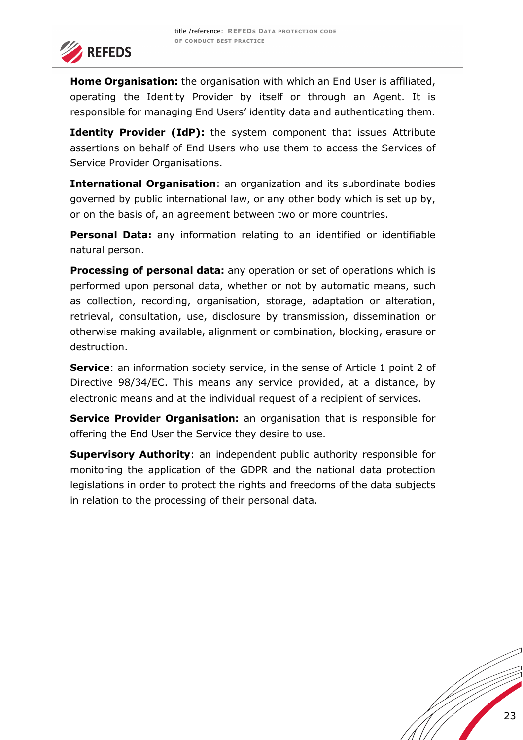**Home Organisation:** the organisation with which an End User is affiliated, operating the Identity Provider by itself or through an Agent. It is responsible for managing End Users' identity data and authenticating them.

**Identity Provider (IdP):** the system component that issues Attribute assertions on behalf of End Users who use them to access the Services of Service Provider Organisations.

**International Organisation**: an organization and its subordinate bodies governed by public international law, or any other body which is set up by, or on the basis of, an agreement between two or more countries.

**Personal Data:** any information relating to an identified or identifiable natural person.

**Processing of personal data:** any operation or set of operations which is performed upon personal data, whether or not by automatic means, such as collection, recording, organisation, storage, adaptation or alteration, retrieval, consultation, use, disclosure by transmission, dissemination or otherwise making available, alignment or combination, blocking, erasure or destruction.

**Service**: an information society service, in the sense of Article 1 point 2 of Directive 98/34/EC. This means any service provided, at a distance, by electronic means and at the individual request of a recipient of services.

**Service Provider Organisation:** an organisation that is responsible for offering the End User the Service they desire to use.

**Supervisory Authority**: an independent public authority responsible for monitoring the application of the GDPR and the national data protection legislations in order to protect the rights and freedoms of the data subjects in relation to the processing of their personal data.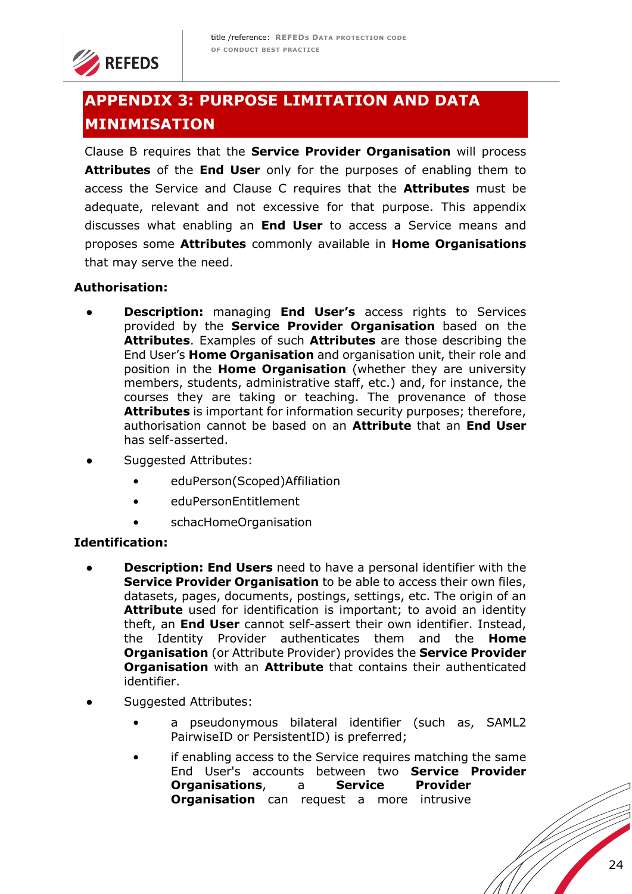# APPENDIX 3: PURPOSE LIMITATION AND DATA MINIMISATION

Clause B requires that the **Service Provider Organisation** will process **Attributes** of the **End User** only for the purposes of enabling them to access the Service and Clause C requires that the **Attributes** must be adequate, relevant and not excessive for that purpose. This appendix discusses what enabling an **End User** to access a Service means and proposes some **Attributes** commonly available in **Home Organisations** that may serve the need.

**Authorisation:**

- **Description:** managing **End User's** access rights to Services provided by the **Service Provider Organisation** based on the **Attributes**. Examples of such **Attributes** are those describing the End User's **Home Organisation** and organisation unit, their role and position in the **Home Organisation** (whether they are university members, students, administrative staff, etc.) and, for instance, the courses they are taking or teaching. The provenance of those **Attributes** is important for information security purposes; therefore, authorisation cannot be based on an **Attribute** that an **End User** has self-asserted.
- Suggested Attributes:
  - eduPerson(Scoped)Affiliation
  - eduPersonEntitlement
  - schacHomeOrganisation

**Identification:**

- **Description: End Users** need to have a personal identifier with the **Service Provider Organisation** to be able to access their own files, datasets, pages, documents, postings, settings, etc. The origin of an **Attribute** used for identification is important; to avoid an identity theft, an **End User** cannot self-assert their own identifier. Instead, the Identity Provider authenticates them and the **Home Organisation** (or Attribute Provider) provides the **Service Provider Organisation** with an **Attribute** that contains their authenticated identifier.
- Suggested Attributes:
  - a pseudonymous bilateral identifier (such as, SAML2 PairwiseID or PersistentID) is preferred;
  - if enabling access to the Service requires matching the same End User's accounts between two **Service Provider Organisations**, a **Service Provider Organisation** can request a more intrusive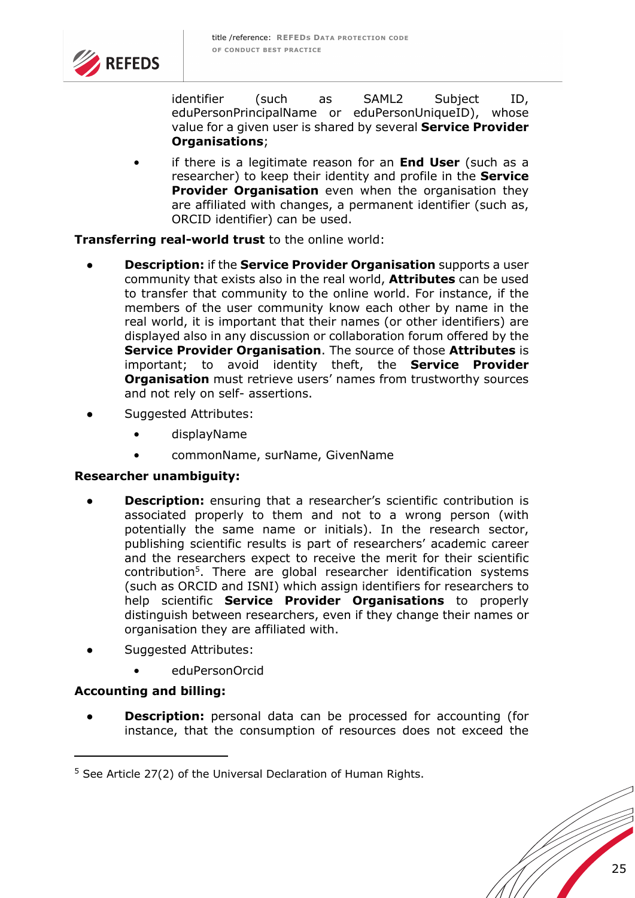identifier (such as SAML2 Subject ID, eduPersonPrincipalName or eduPersonUniqueID), whose value for a given user is shared by several **Service Provider Organisations**;

- if there is a legitimate reason for an **End User** (such as a researcher) to keep their identity and profile in the **Service Provider Organisation** even when the organisation they are affiliated with changes, a permanent identifier (such as, ORCID identifier) can be used.

**Transferring real-world trust** to the online world:

- **Description:** if the **Service Provider Organisation** supports a user community that exists also in the real world, **Attributes** can be used to transfer that community to the online world. For instance, if the members of the user community know each other by name in the real world, it is important that their names (or other identifiers) are displayed also in any discussion or collaboration forum offered by the **Service Provider Organisation**. The source of those **Attributes** is important; to avoid identity theft, the **Service Provider Organisation** must retrieve users' names from trustworthy sources and not rely on self- assertions.
- Suggested Attributes:
  - displayName
  - commonName, surName, GivenName

**Researcher unambiguity:**

- **Description:** ensuring that a researcher's scientific contribution is associated properly to them and not to a wrong person (with potentially the same name or initials). In the research sector, publishing scientific results is part of researchers' academic career and the researchers expect to receive the merit for their scientific contribution[5]. There are global researcher identification systems (such as ORCID and ISNI) which assign identifiers for researchers to help scientific **Service Provider Organisations** to properly distinguish between researchers, even if they change their names or organisation they are affiliated with.
- Suggested Attributes:
  - eduPersonOrcid

**Accounting and billing:**

- **Description:** personal data can be processed for accounting (for instance, that the consumption of resources does not exceed the

[5] See Article 27(2) of the Universal Declaration of Human Rights.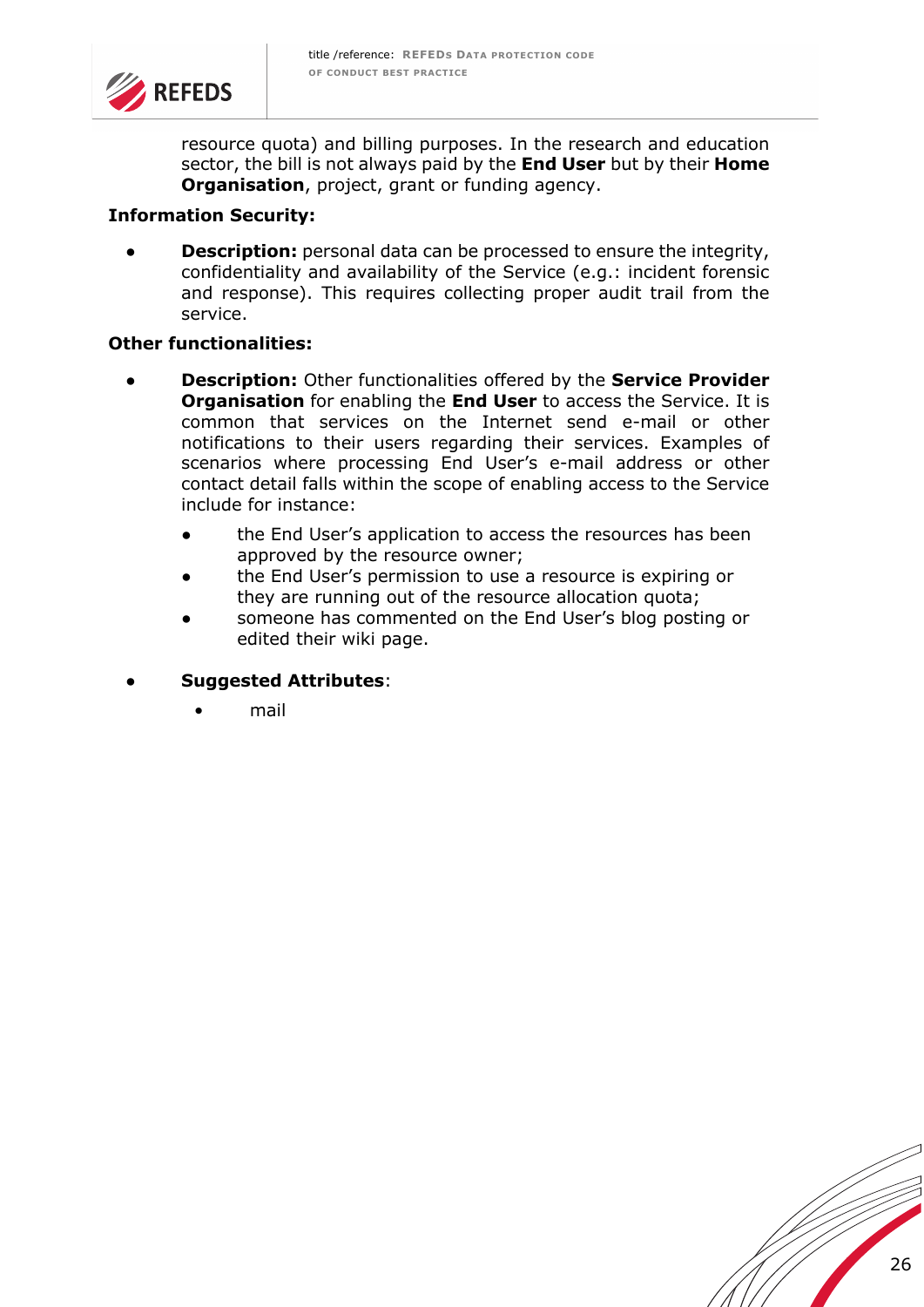resource quota) and billing purposes. In the research and education sector, the bill is not always paid by the **End User** but by their **Home Organisation**, project, grant or funding agency.

**Information Security:**

- **Description:** personal data can be processed to ensure the integrity, confidentiality and availability of the Service (e.g.: incident forensic and response). This requires collecting proper audit trail from the service.

**Other functionalities:**

- **Description:** Other functionalities offered by the **Service Provider Organisation** for enabling the **End User** to access the Service. It is common that services on the Internet send e-mail or other notifications to their users regarding their services. Examples of scenarios where processing End User's e-mail address or other contact detail falls within the scope of enabling access to the Service include for instance:
    - the End User's application to access the resources has been approved by the resource owner;
    - the End User's permission to use a resource is expiring or they are running out of the resource allocation quota;
    - someone has commented on the End User's blog posting or edited their wiki page.

- **Suggested Attributes**:
    - mail